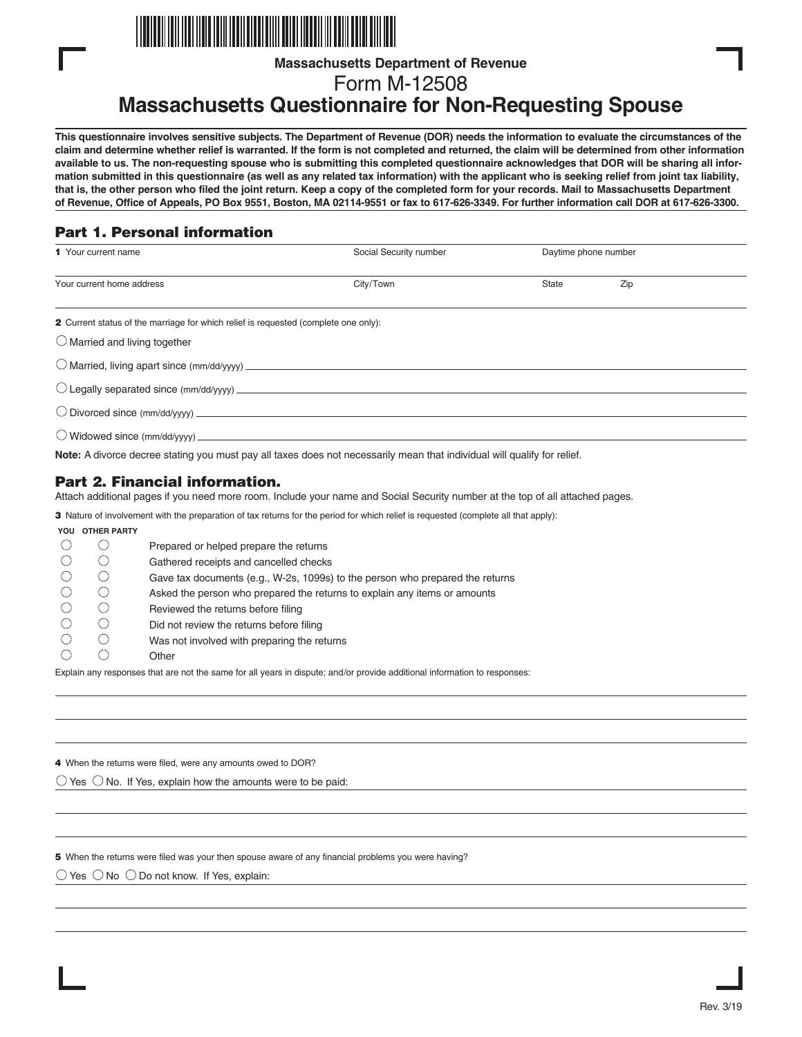Massachusetts Department of Revenue

Form M-12508

# Massachusetts Questionnaire for Non-Requesting Spouse

**This questionnaire involves sensitive subjects. The Department of Revenue (DOR) needs the information to evaluate the circumstances of the claim and determine whether relief is warranted. If the form is not completed and returned, the claim will be determined from other information available to us. The non-requesting spouse who is submitting this completed questionnaire acknowledges that DOR will be sharing all information submitted in this questionnaire (as well as any related tax information) with the applicant who is seeking relief from joint tax liability, that is, the other person who filed the joint return. Keep a copy of the completed form for your records. Mail to Massachusetts Department of Revenue, Office of Appeals, PO Box 9551, Boston, MA 02114-9551 or fax to 617-626-3349. For further information call DOR at 617-626-3300.**

## Part 1. Personal information

| **1** Your current name | Social Security number | Daytime phone number | |
|---|---|---|---|
| Your current home address | City/Town | State | Zip |

**2** Current status of the marriage for which relief is requested (complete one only):

◯ Married and living together

◯ Married, living apart since (mm/dd/yyyy) \_\_\_\_\_\_\_\_\_\_

◯ Legally separated since (mm/dd/yyyy) \_\_\_\_\_\_\_\_\_\_

◯ Divorced since (mm/dd/yyyy) \_\_\_\_\_\_\_\_\_\_

◯ Widowed since (mm/dd/yyyy) \_\_\_\_\_\_\_\_\_\_

**Note:** A divorce decree stating you must pay all taxes does not necessarily mean that individual will qualify for relief.

## Part 2. Financial information.

Attach additional pages if you need more room. Include your name and Social Security number at the top of all attached pages.

**3** Nature of involvement with the preparation of tax returns for the period for which relief is requested (complete all that apply):

| YOU | OTHER PARTY | |
|---|---|---|
| ◯ | ◯ | Prepared or helped prepare the returns |
| ◯ | ◯ | Gathered receipts and cancelled checks |
| ◯ | ◯ | Gave tax documents (e.g., W-2s, 1099s) to the person who prepared the returns |
| ◯ | ◯ | Asked the person who prepared the returns to explain any items or amounts |
| ◯ | ◯ | Reviewed the returns before filing |
| ◯ | ◯ | Did not review the returns before filing |
| ◯ | ◯ | Was not involved with preparing the returns |
| ◯ | ◯ | Other |

Explain any responses that are not the same for all years in dispute; and/or provide additional information to responses:

**4** When the returns were filed, were any amounts owed to DOR?

◯ Yes ◯ No. If Yes, explain how the amounts were to be paid:

**5** When the returns were filed was your then spouse aware of any financial problems you were having?

◯ Yes ◯ No ◯ Do not know. If Yes, explain:

Rev. 3/19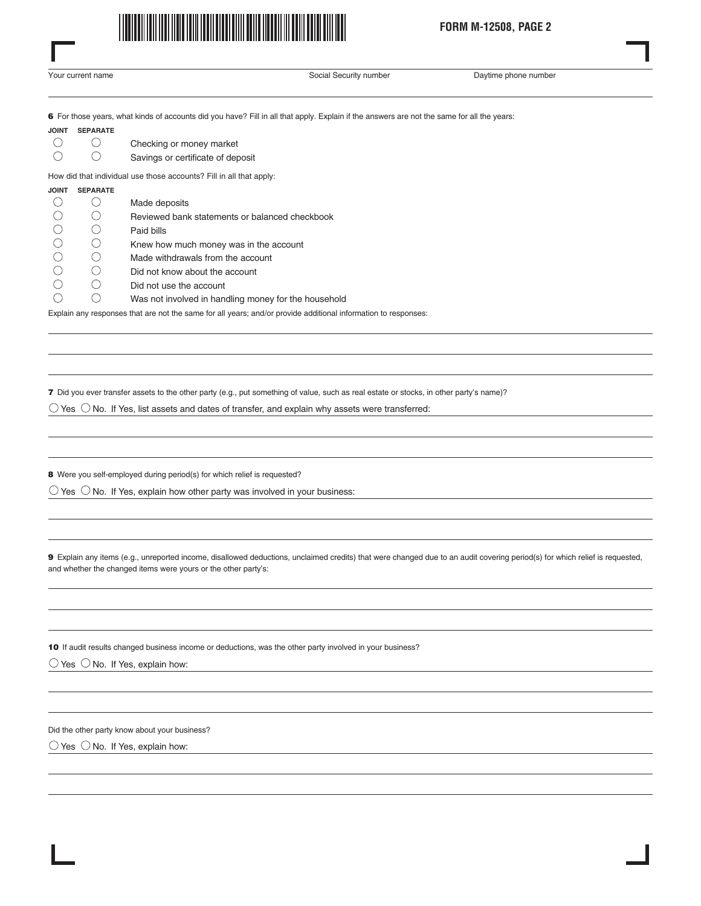FORM M-12508, PAGE 2

Your current name | Social Security number | Daytime phone number

**6** For those years, what kinds of accounts did you have? Fill in all that apply. Explain if the answers are not the same for all the years:

| JOINT | SEPARATE | |
|---|---|---|
| ○ | ○ | Checking or money market |
| ○ | ○ | Savings or certificate of deposit |

How did that individual use those accounts? Fill in all that apply:

| JOINT | SEPARATE | |
|---|---|---|
| ○ | ○ | Made deposits |
| ○ | ○ | Reviewed bank statements or balanced checkbook |
| ○ | ○ | Paid bills |
| ○ | ○ | Knew how much money was in the account |
| ○ | ○ | Made withdrawals from the account |
| ○ | ○ | Did not know about the account |
| ○ | ○ | Did not use the account |
| ○ | ○ | Was not involved in handling money for the household |

Explain any responses that are not the same for all years; and/or provide additional information to responses:

**7** Did you ever transfer assets to the other party (e.g., put something of value, such as real estate or stocks, in other party's name)?

○ Yes ○ No. If Yes, list assets and dates of transfer, and explain why assets were transferred:

**8** Were you self-employed during period(s) for which relief is requested?

○ Yes ○ No. If Yes, explain how other party was involved in your business:

**9** Explain any items (e.g., unreported income, disallowed deductions, unclaimed credits) that were changed due to an audit covering period(s) for which relief is requested, and whether the changed items were yours or the other party's:

**10** If audit results changed business income or deductions, was the other party involved in your business?

○ Yes ○ No. If Yes, explain how:

Did the other party know about your business?

○ Yes ○ No. If Yes, explain how: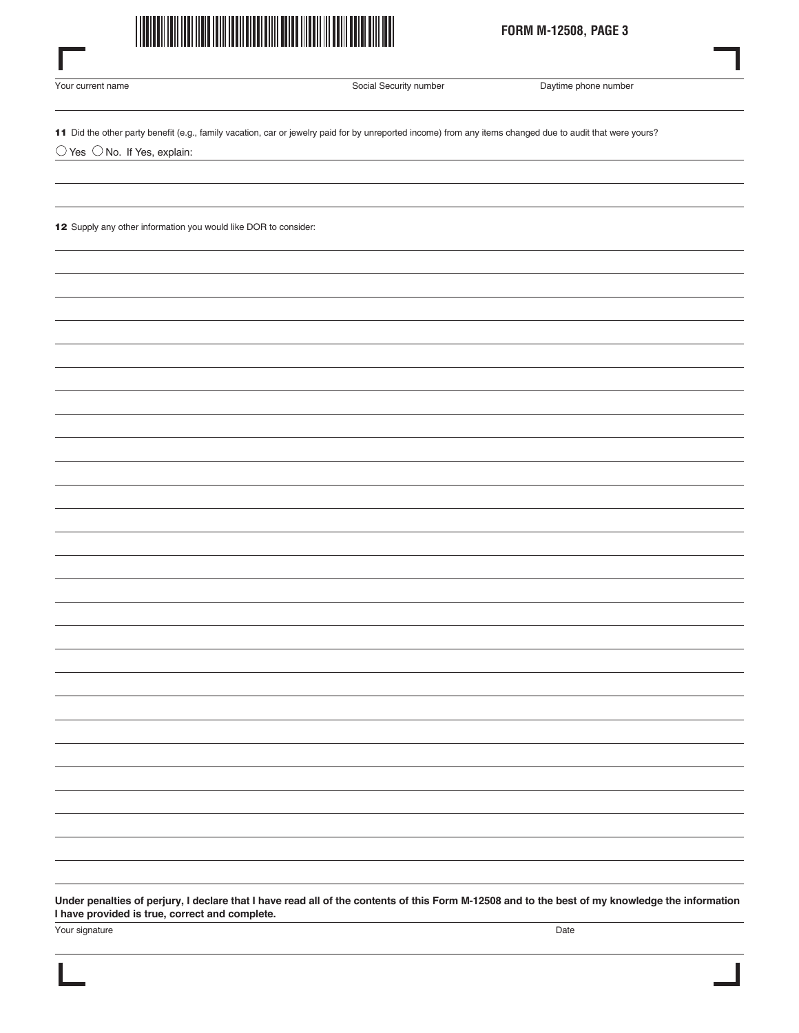**FORM M-12508, PAGE 3**

Your current name | Social Security number | Daytime phone number

**11** Did the other party benefit (e.g., family vacation, car or jewelry paid for by unreported income) from any items changed due to audit that were yours?

○ Yes ○ No. If Yes, explain:

**12** Supply any other information you would like DOR to consider:

**Under penalties of perjury, I declare that I have read all of the contents of this Form M-12508 and to the best of my knowledge the information I have provided is true, correct and complete.**

Your signature | Date